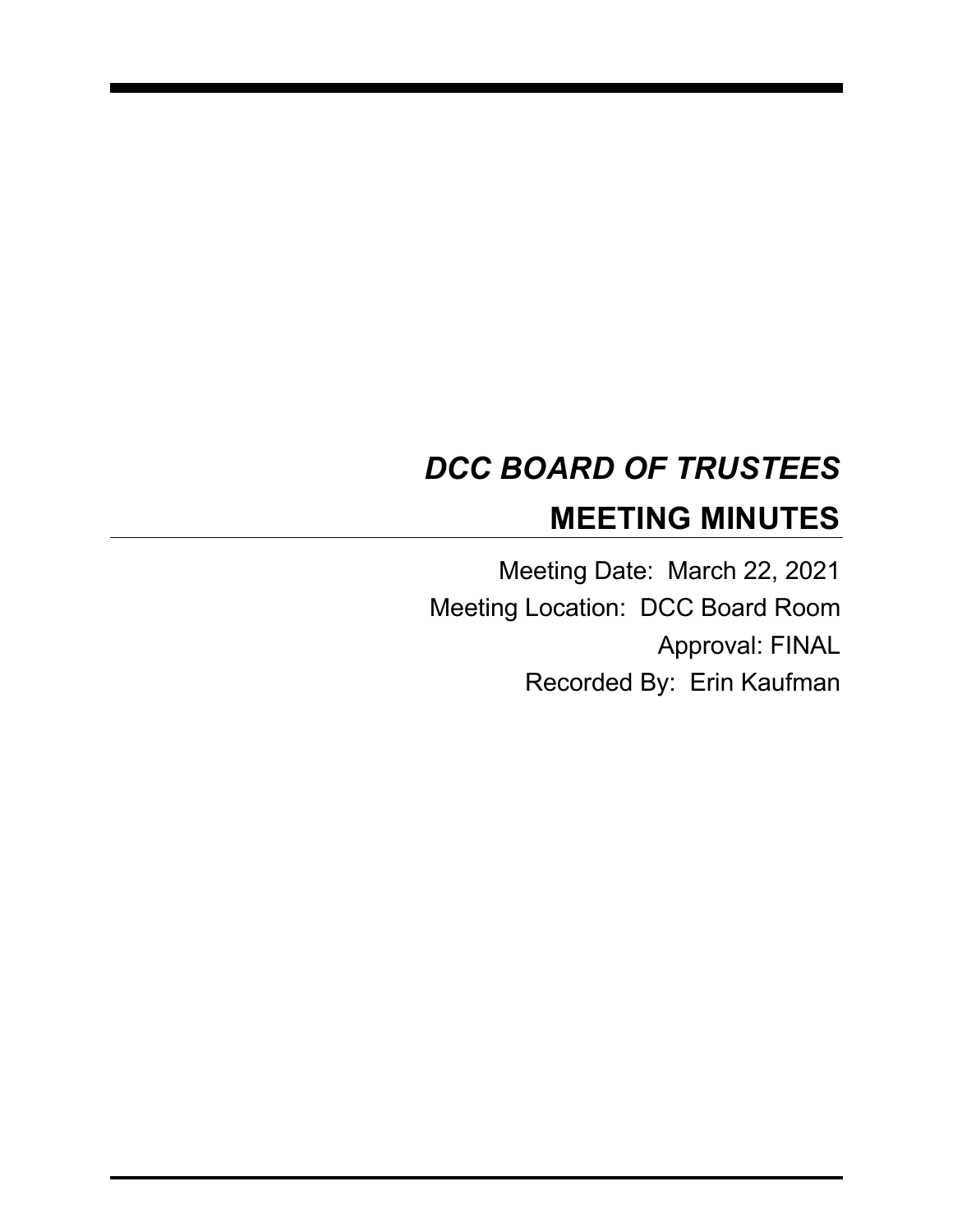# *DCC BOARD OF TRUSTEES*

## MEETING MINUTES

Meeting Date: March 22, 2021

Meeting Location: DCC Board Room

Approval: FINAL

Recorded By: Erin Kaufman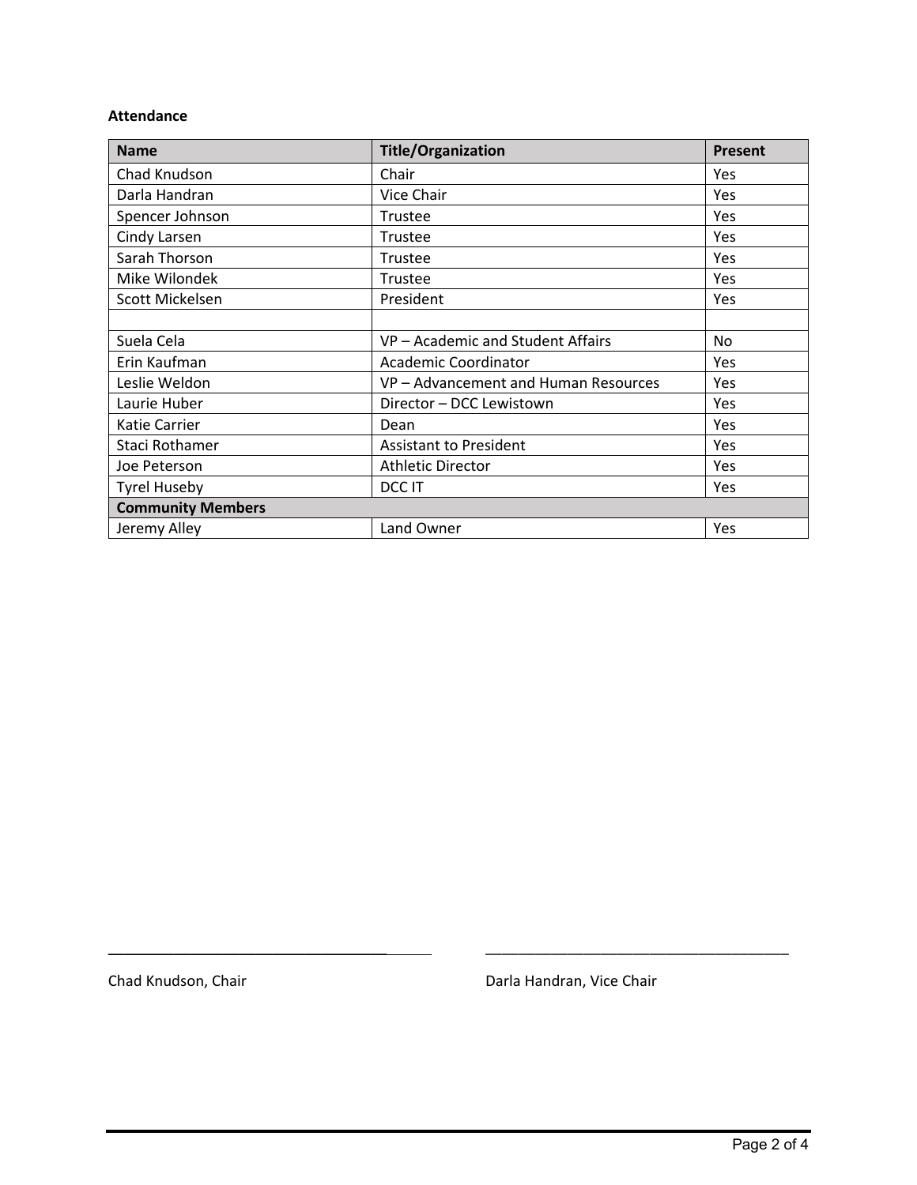**Attendance**

| Name | Title/Organization | Present |
|---|---|---|
| Chad Knudson | Chair | Yes |
| Darla Handran | Vice Chair | Yes |
| Spencer Johnson | Trustee | Yes |
| Cindy Larsen | Trustee | Yes |
| Sarah Thorson | Trustee | Yes |
| Mike Wilondek | Trustee | Yes |
| Scott Mickelsen | President | Yes |
| | | |
| Suela Cela | VP – Academic and Student Affairs | No |
| Erin Kaufman | Academic Coordinator | Yes |
| Leslie Weldon | VP – Advancement and Human Resources | Yes |
| Laurie Huber | Director – DCC Lewistown | Yes |
| Katie Carrier | Dean | Yes |
| Staci Rothamer | Assistant to President | Yes |
| Joe Peterson | Athletic Director | Yes |
| Tyrel Huseby | DCC IT | Yes |
| **Community Members** | | |
| Jeremy Alley | Land Owner | Yes |

\_\_\_\_\_\_\_\_\_\_\_\_\_\_\_\_\_\_\_\_\_\_\_\_\_\_\_\_\_\_\_\_\_\_\_\_\_\_

Chad Knudson, Chair

\_\_\_\_\_\_\_\_\_\_\_\_\_\_\_\_\_\_\_\_\_\_\_\_\_\_\_\_\_\_\_\_\_\_\_\_\_\_

Darla Handran, Vice Chair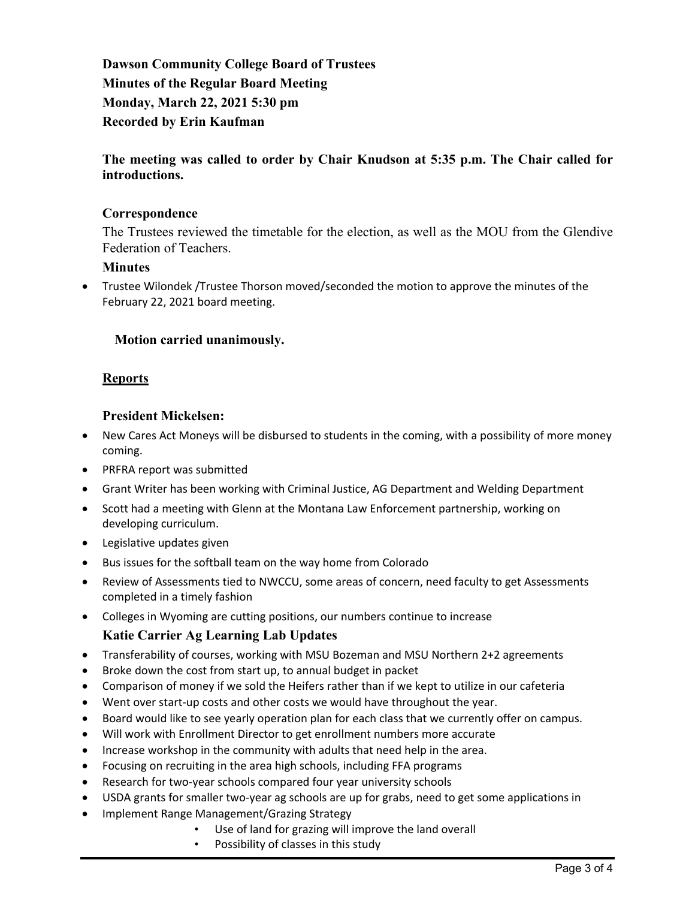**Dawson Community College Board of Trustees**
**Minutes of the Regular Board Meeting**
**Monday, March 22, 2021 5:30 pm**
**Recorded by Erin Kaufman**

**The meeting was called to order by Chair Knudson at 5:35 p.m. The Chair called for introductions.**

### Correspondence

The Trustees reviewed the timetable for the election, as well as the MOU from the Glendive Federation of Teachers.

### Minutes

- Trustee Wilondek /Trustee Thorson moved/seconded the motion to approve the minutes of the February 22, 2021 board meeting.

**Motion carried unanimously.**

## Reports

### President Mickelsen:

- New Cares Act Moneys will be disbursed to students in the coming, with a possibility of more money coming.
- PRFRA report was submitted
- Grant Writer has been working with Criminal Justice, AG Department and Welding Department
- Scott had a meeting with Glenn at the Montana Law Enforcement partnership, working on developing curriculum.
- Legislative updates given
- Bus issues for the softball team on the way home from Colorado
- Review of Assessments tied to NWCCU, some areas of concern, need faculty to get Assessments completed in a timely fashion
- Colleges in Wyoming are cutting positions, our numbers continue to increase

### Katie Carrier Ag Learning Lab Updates

- Transferability of courses, working with MSU Bozeman and MSU Northern 2+2 agreements
- Broke down the cost from start up, to annual budget in packet
- Comparison of money if we sold the Heifers rather than if we kept to utilize in our cafeteria
- Went over start-up costs and other costs we would have throughout the year.
- Board would like to see yearly operation plan for each class that we currently offer on campus.
- Will work with Enrollment Director to get enrollment numbers more accurate
- Increase workshop in the community with adults that need help in the area.
- Focusing on recruiting in the area high schools, including FFA programs
- Research for two-year schools compared four year university schools
- USDA grants for smaller two-year ag schools are up for grabs, need to get some applications in
- Implement Range Management/Grazing Strategy
    - Use of land for grazing will improve the land overall
    - Possibility of classes in this study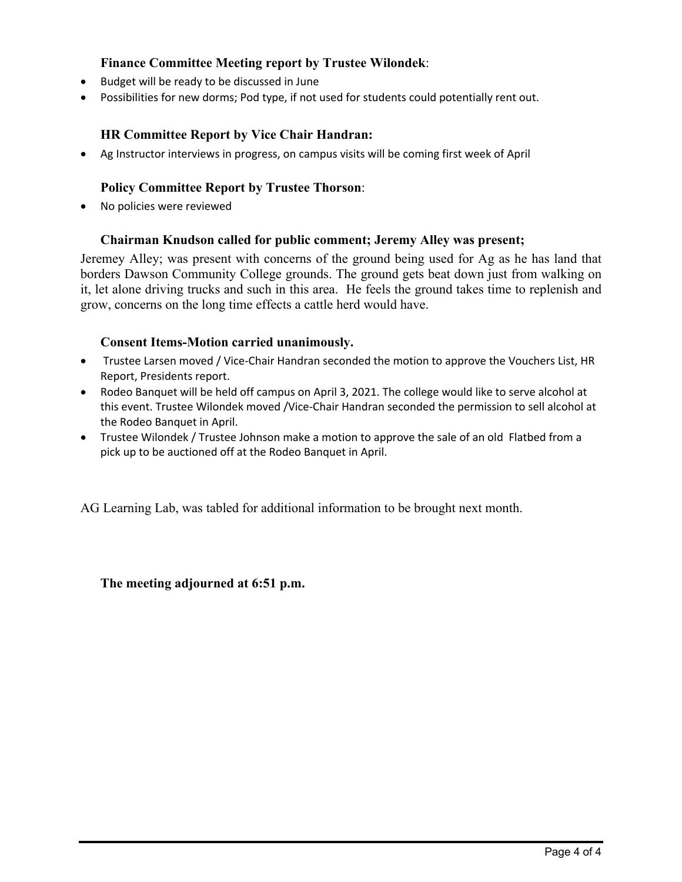**Finance Committee Meeting report by Trustee Wilondek**:

- Budget will be ready to be discussed in June
- Possibilities for new dorms; Pod type, if not used for students could potentially rent out.

**HR Committee Report by Vice Chair Handran:**

- Ag Instructor interviews in progress, on campus visits will be coming first week of April

**Policy Committee Report by Trustee Thorson**:

- No policies were reviewed

**Chairman Knudson called for public comment; Jeremy Alley was present;**

Jeremey Alley; was present with concerns of the ground being used for Ag as he has land that borders Dawson Community College grounds. The ground gets beat down just from walking on it, let alone driving trucks and such in this area. He feels the ground takes time to replenish and grow, concerns on the long time effects a cattle herd would have.

**Consent Items-Motion carried unanimously.**

- Trustee Larsen moved / Vice-Chair Handran seconded the motion to approve the Vouchers List, HR Report, Presidents report.
- Rodeo Banquet will be held off campus on April 3, 2021. The college would like to serve alcohol at this event. Trustee Wilondek moved /Vice-Chair Handran seconded the permission to sell alcohol at the Rodeo Banquet in April.
- Trustee Wilondek / Trustee Johnson make a motion to approve the sale of an old Flatbed from a pick up to be auctioned off at the Rodeo Banquet in April.

AG Learning Lab, was tabled for additional information to be brought next month.

**The meeting adjourned at 6:51 p.m.**